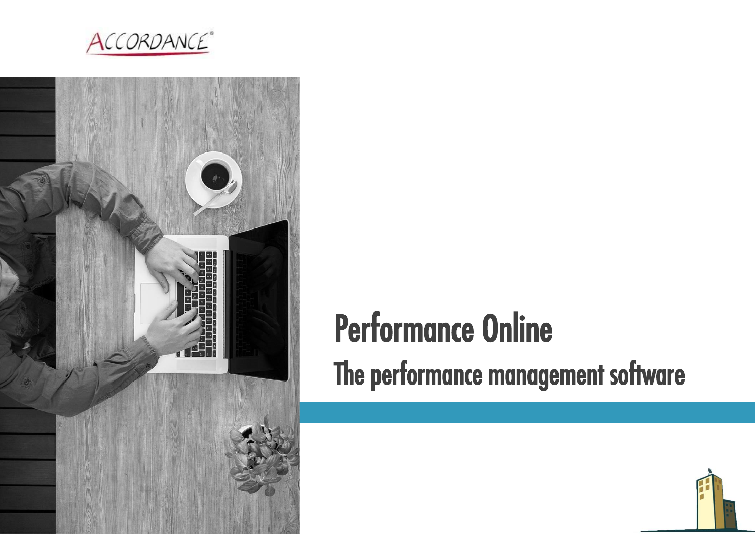ACCORDANCE®

# Performance Online

## The performance management software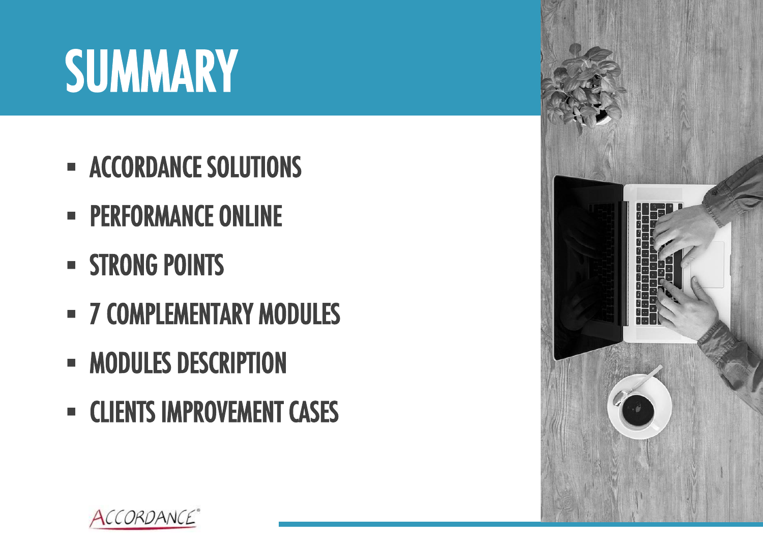# SUMMARY

- ACCORDANCE SOLUTIONS
- PERFORMANCE ONLINE
- STRONG POINTS
- 7 COMPLEMENTARY MODULES
- MODULES DESCRIPTION
- CLIENTS IMPROVEMENT CASES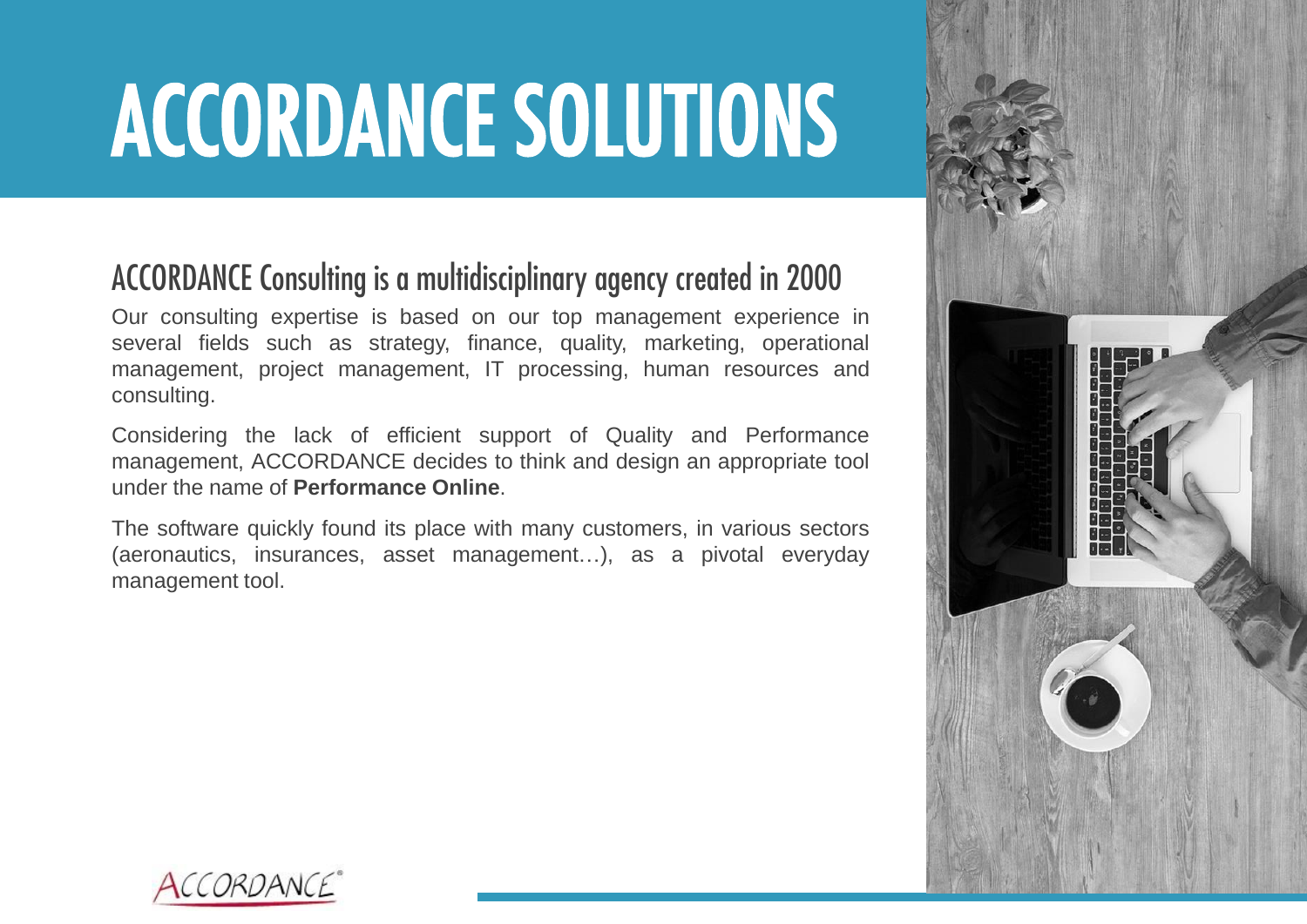# ACCORDANCE SOLUTIONS

## ACCORDANCE Consulting is a multidisciplinary agency created in 2000

Our consulting expertise is based on our top management experience in several fields such as strategy, finance, quality, marketing, operational management, project management, IT processing, human resources and consulting.

Considering the lack of efficient support of Quality and Performance management, ACCORDANCE decides to think and design an appropriate tool under the name of **Performance Online**.

The software quickly found its place with many customers, in various sectors (aeronautics, insurances, asset management…), as a pivotal everyday management tool.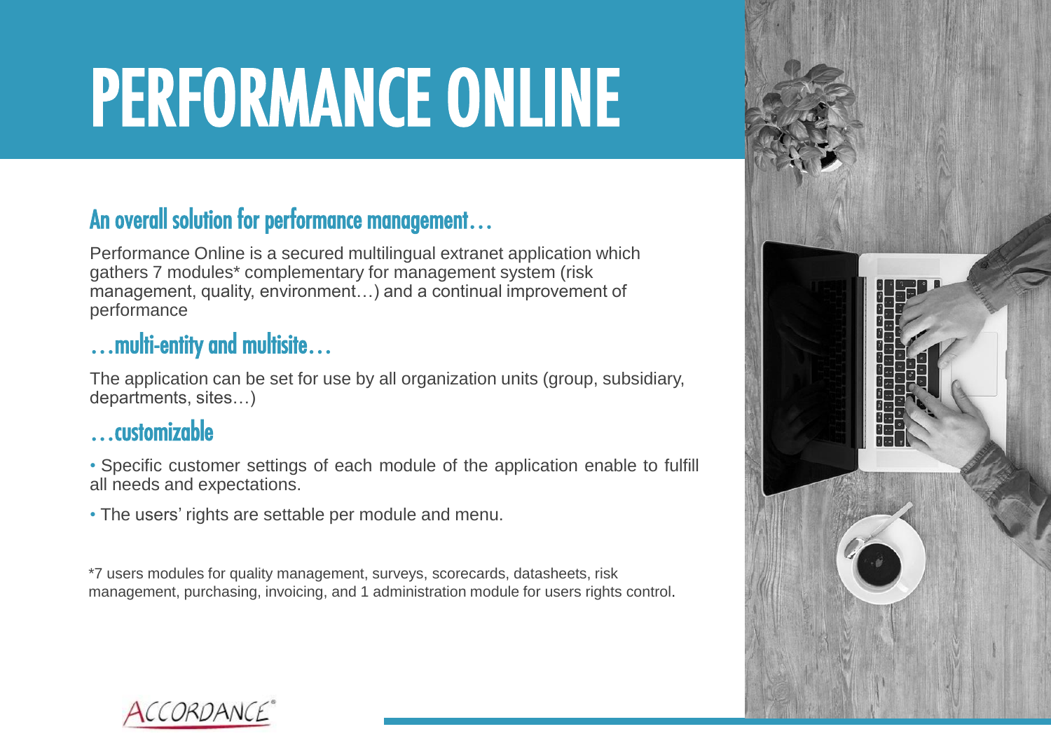# PERFORMANCE ONLINE

## An overall solution for performance management…

Performance Online is a secured multilingual extranet application which gathers 7 modules* complementary for management system (risk management, quality, environment…) and a continual improvement of performance

## …multi-entity and multisite…

The application can be set for use by all organization units (group, subsidiary, departments, sites…)

## …customizable

- Specific customer settings of each module of the application enable to fulfill all needs and expectations.
- The users' rights are settable per module and menu.

*7 users modules for quality management, surveys, scorecards, datasheets, risk management, purchasing, invoicing, and 1 administration module for users rights control.

ACCORDANCE®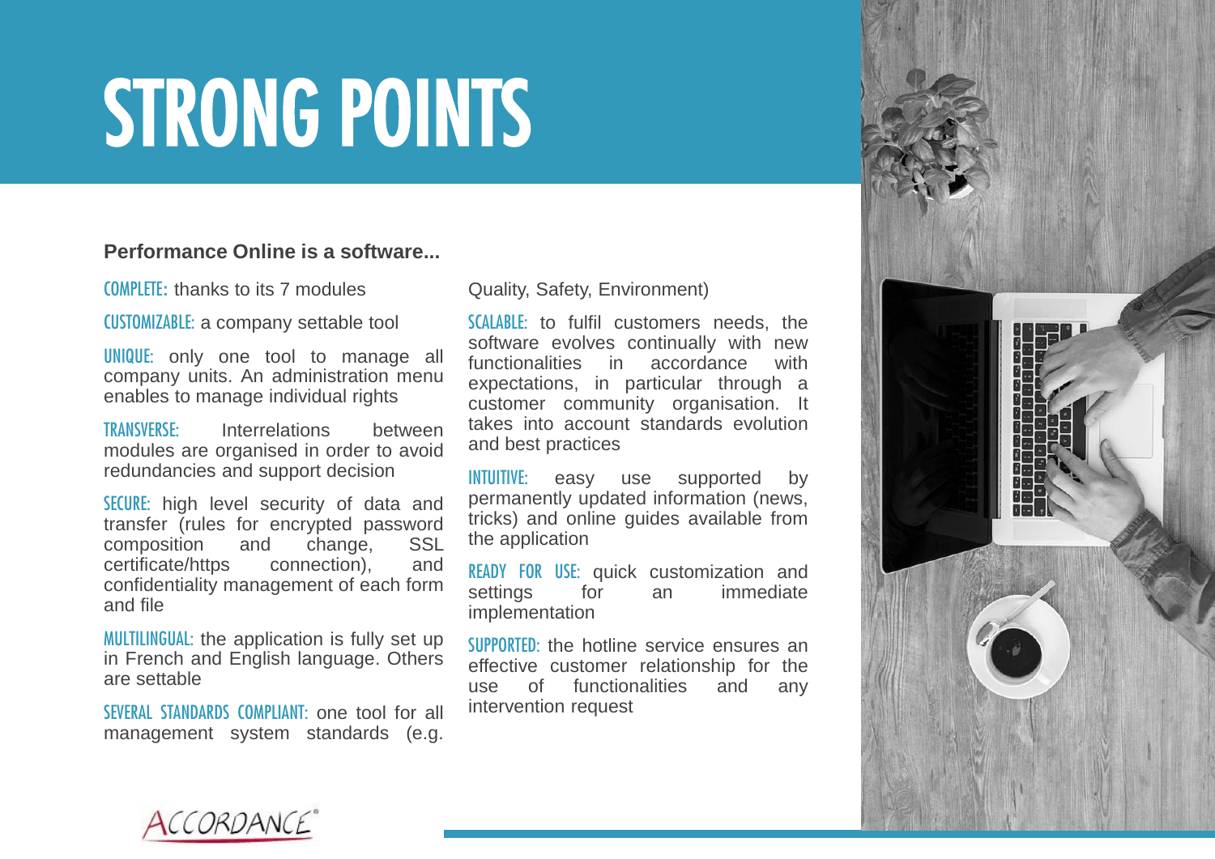# STRONG POINTS

**Performance Online is a software...**

COMPLETE: thanks to its 7 modules

CUSTOMIZABLE: a company settable tool

UNIQUE: only one tool to manage all company units. An administration menu enables to manage individual rights

TRANSVERSE: Interrelations between modules are organised in order to avoid redundancies and support decision

SECURE: high level security of data and transfer (rules for encrypted password composition and change, SSL certificate/https connection), and confidentiality management of each form and file

MULTILINGUAL: the application is fully set up in French and English language. Others are settable

SEVERAL STANDARDS COMPLIANT: one tool for all management system standards (e.g. Quality, Safety, Environment)

SCALABLE: to fulfil customers needs, the software evolves continually with new functionalities in accordance with expectations, in particular through a customer community organisation. It takes into account standards evolution and best practices

INTUITIVE: easy use supported by permanently updated information (news, tricks) and online guides available from the application

READY FOR USE: quick customization and settings for an immediate implementation

SUPPORTED: the hotline service ensures an effective customer relationship for the use of functionalities and any intervention request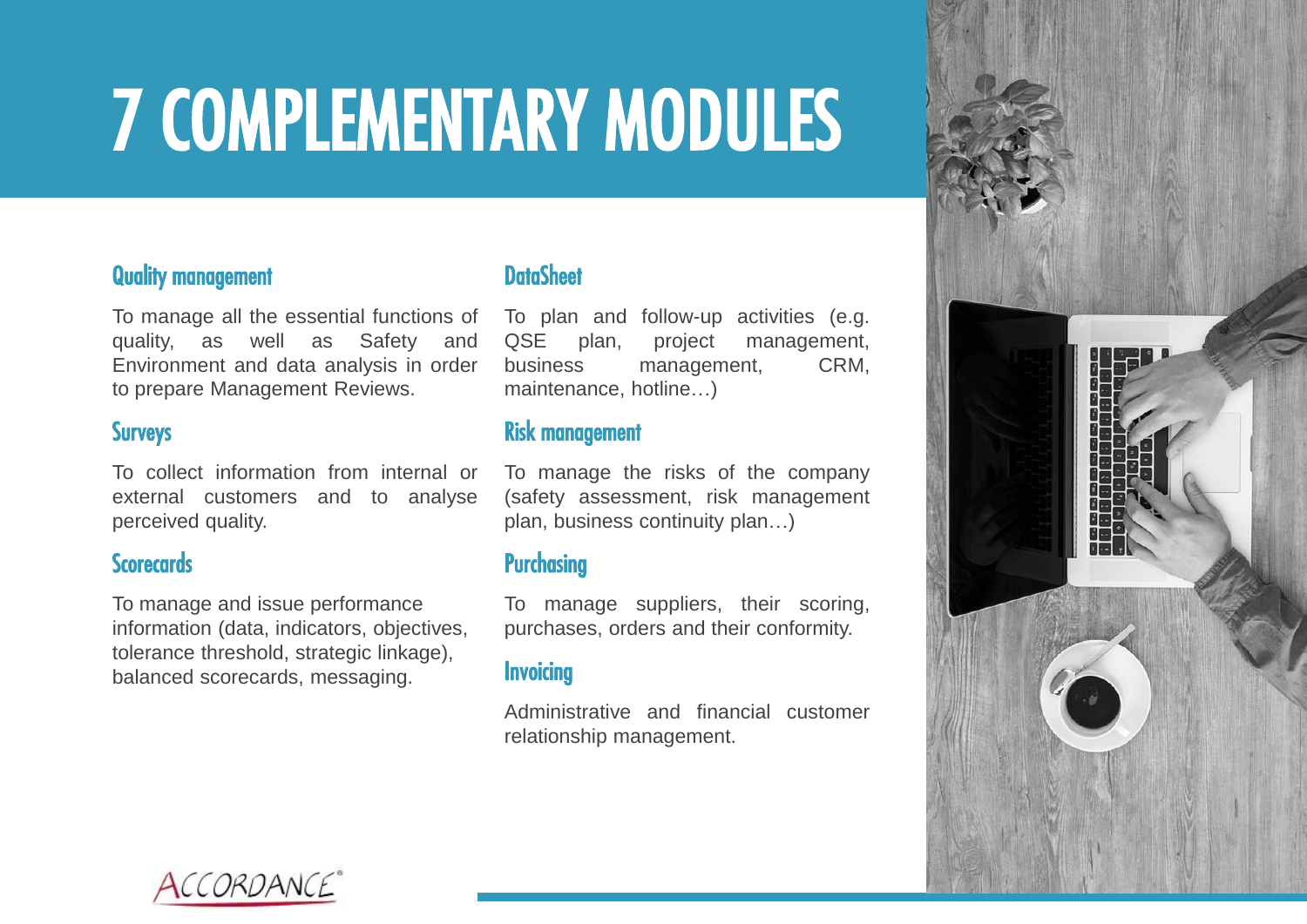# 7 COMPLEMENTARY MODULES

### Quality management

To manage all the essential functions of quality, as well as Safety and Environment and data analysis in order to prepare Management Reviews.

### Surveys

To collect information from internal or external customers and to analyse perceived quality.

### Scorecards

To manage and issue performance information (data, indicators, objectives, tolerance threshold, strategic linkage), balanced scorecards, messaging.

### DataSheet

To plan and follow-up activities (e.g. QSE plan, project management, business management, CRM, maintenance, hotline…)

### Risk management

To manage the risks of the company (safety assessment, risk management plan, business continuity plan…)

### Purchasing

To manage suppliers, their scoring, purchases, orders and their conformity.

### Invoicing

Administrative and financial customer relationship management.

ACCORDANCE®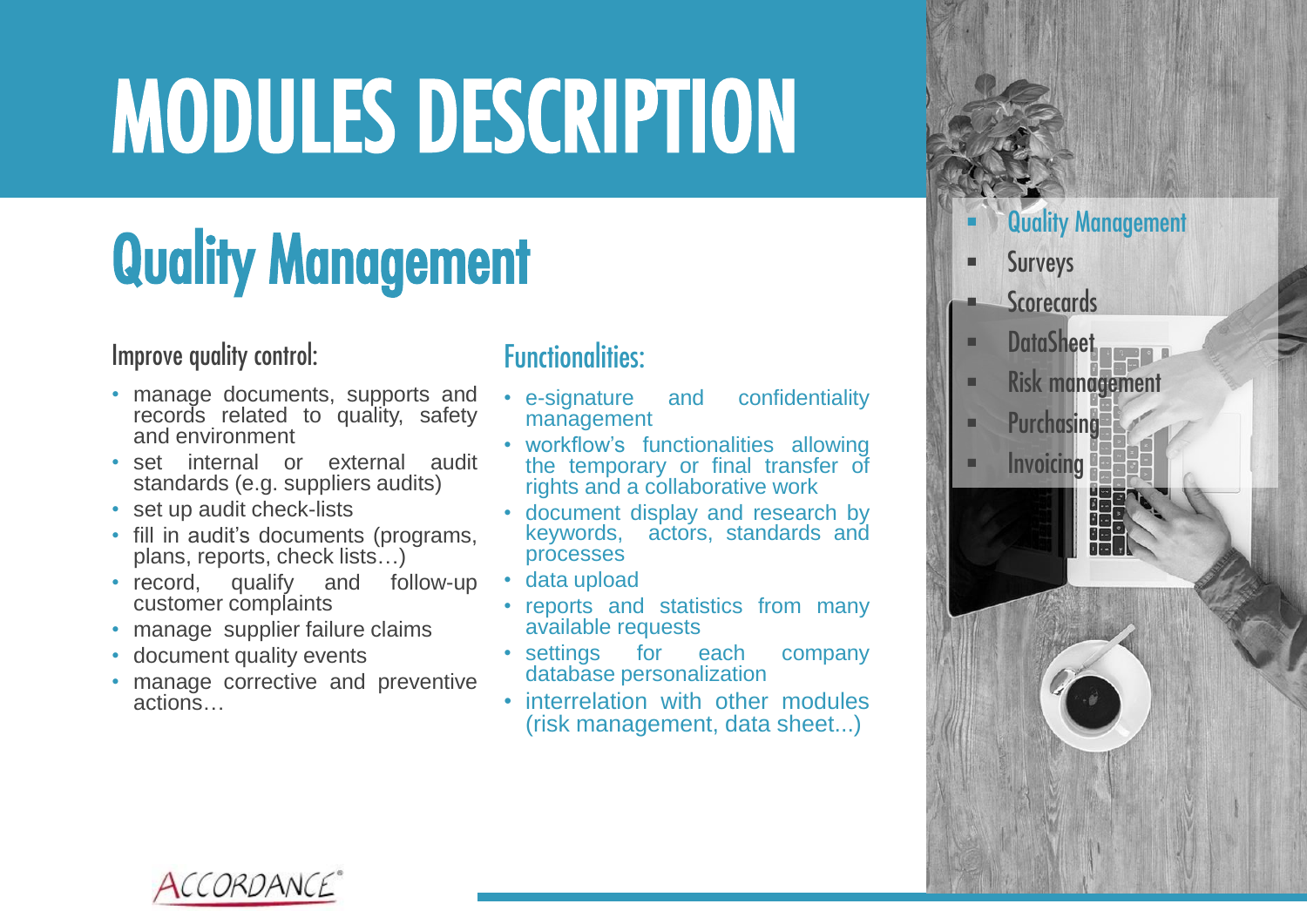# MODULES DESCRIPTION

## Quality Management

### Improve quality control:

- manage documents, supports and records related to quality, safety and environment
- set internal or external audit standards (e.g. suppliers audits)
- set up audit check-lists
- fill in audit's documents (programs, plans, reports, check lists…)
- record, qualify and follow-up customer complaints
- manage supplier failure claims
- document quality events
- manage corrective and preventive actions…

### Functionalities:

- e-signature and confidentiality management
- workflow's functionalities allowing the temporary or final transfer of rights and a collaborative work
- document display and research by keywords, actors, standards and processes
- data upload
- reports and statistics from many available requests
- settings for each company database personalization
- interrelation with other modules (risk management, data sheet...)

- Quality Management
- Surveys
- Scorecards
- DataSheet
- Risk management
- Purchasing
- Invoicing

ACCORDANCE®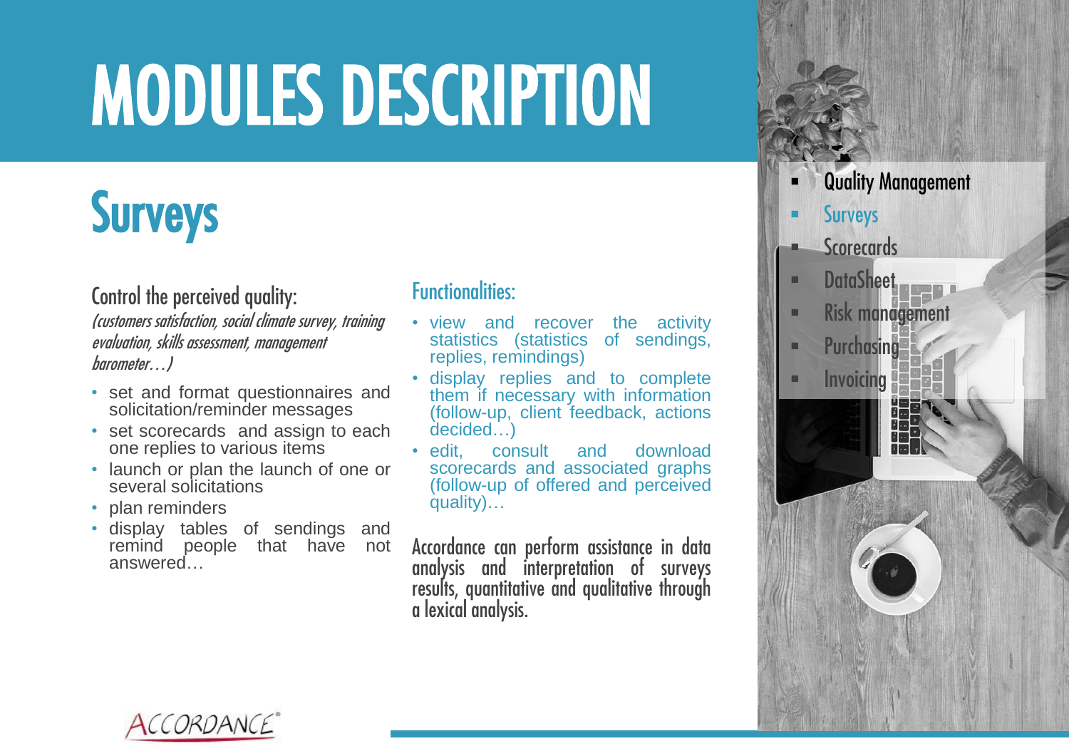# MODULES DESCRIPTION

## Surveys

Control the perceived quality:

*(customers satisfaction, social climate survey, training evaluation, skills assessment, management barometer…)*

- set and format questionnaires and solicitation/reminder messages
- set scorecards and assign to each one replies to various items
- launch or plan the launch of one or several solicitations
- plan reminders
- display tables of sendings and remind people that have not answered…

### Functionalities:

- view and recover the activity statistics (statistics of sendings, replies, remindings)
- display replies and to complete them if necessary with information (follow-up, client feedback, actions decided…)
- edit, consult and download scorecards and associated graphs (follow-up of offered and perceived quality)…

Accordance can perform assistance in data analysis and interpretation of surveys results, quantitative and qualitative through a lexical analysis.

- Quality Management
- Surveys
- Scorecards
- DataSheet
- Risk management
- Purchasing
- Invoicing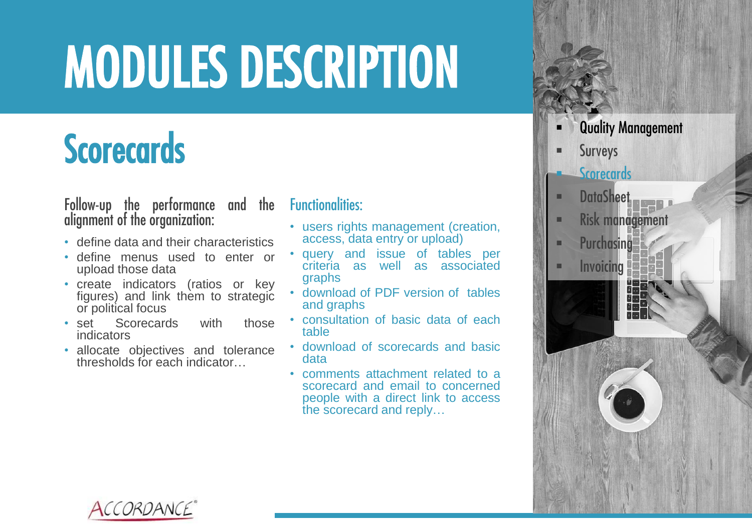# MODULES DESCRIPTION

## Scorecards

Follow-up the performance and the alignment of the organization:

- define data and their characteristics
- define menus used to enter or upload those data
- create indicators (ratios or key figures) and link them to strategic or political focus
- set Scorecards with those indicators
- allocate objectives and tolerance thresholds for each indicator…

### Functionalities:

- users rights management (creation, access, data entry or upload)
- query and issue of tables per criteria as well as associated graphs
- download of PDF version of tables and graphs
- consultation of basic data of each table
- download of scorecards and basic data
- comments attachment related to a scorecard and email to concerned people with a direct link to access the scorecard and reply…

- Quality Management
- Surveys
- Scorecards
- DataSheet
- Risk management
- Purchasing
- Invoicing

ACCORDANCE®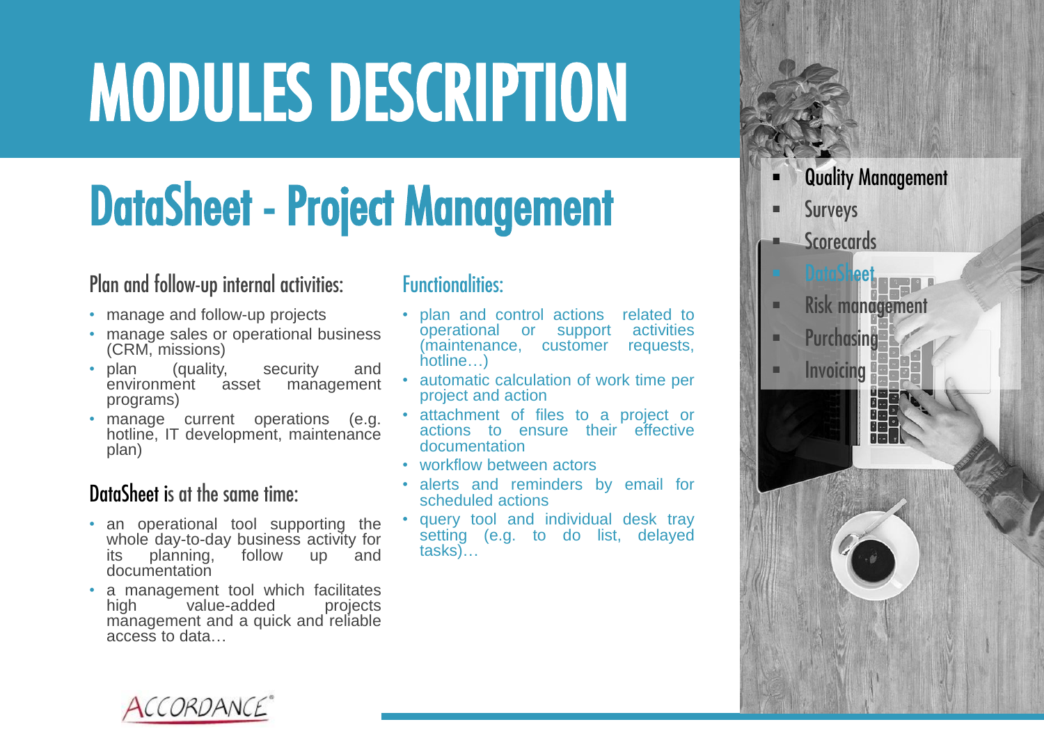# MODULES DESCRIPTION

## DataSheet - Project Management

### Plan and follow-up internal activities:

- manage and follow-up projects
- manage sales or operational business (CRM, missions)
- plan (quality, security and environment asset management programs)
- manage current operations (e.g. hotline, IT development, maintenance plan)

### DataSheet is at the same time:

- an operational tool supporting the whole day-to-day business activity for its planning, follow up and documentation
- a management tool which facilitates high value-added projects management and a quick and reliable access to data…

### Functionalities:

- plan and control actions related to operational or support activities (maintenance, customer requests, hotline…)
- automatic calculation of work time per project and action
- attachment of files to a project or actions to ensure their effective documentation
- workflow between actors
- alerts and reminders by email for scheduled actions
- query tool and individual desk tray setting (e.g. to do list, delayed tasks)…

- Quality Management
- Surveys
- Scorecards
- DataSheet
- Risk management
- Purchasing
- Invoicing

ACCORDANCE®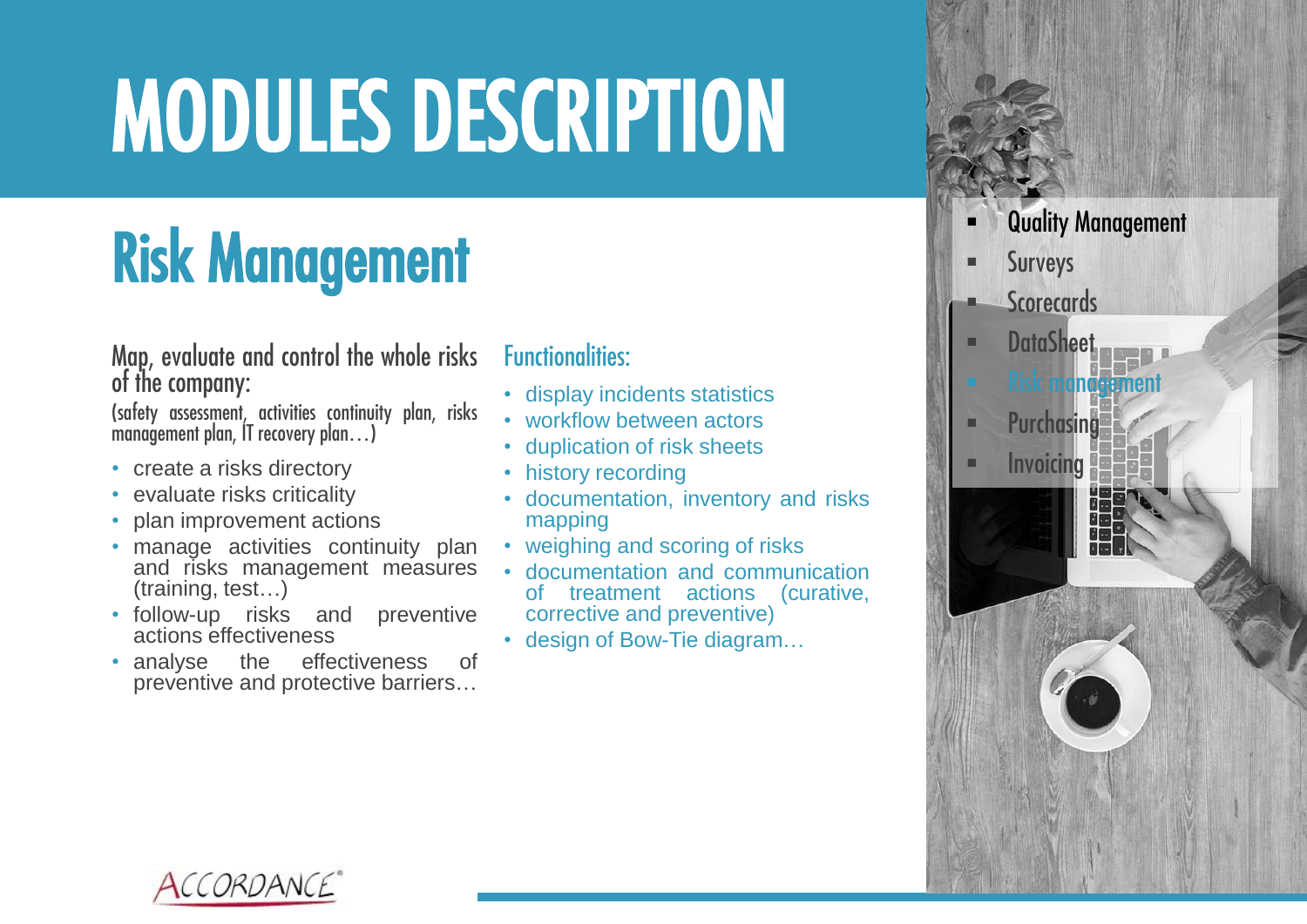# MODULES DESCRIPTION

## Risk Management

Map, evaluate and control the whole risks of the company:

(safety assessment, activities continuity plan, risks management plan, IT recovery plan…)

- create a risks directory
- evaluate risks criticality
- plan improvement actions
- manage activities continuity plan and risks management measures (training, test…)
- follow-up risks and preventive actions effectiveness
- analyse the effectiveness of preventive and protective barriers…

### Functionalities:

- display incidents statistics
- workflow between actors
- duplication of risk sheets
- history recording
- documentation, inventory and risks mapping
- weighing and scoring of risks
- documentation and communication of treatment actions (curative, corrective and preventive)
- design of Bow-Tie diagram…

- Quality Management
- Surveys
- Scorecards
- DataSheet
- Risk management
- Purchasing
- Invoicing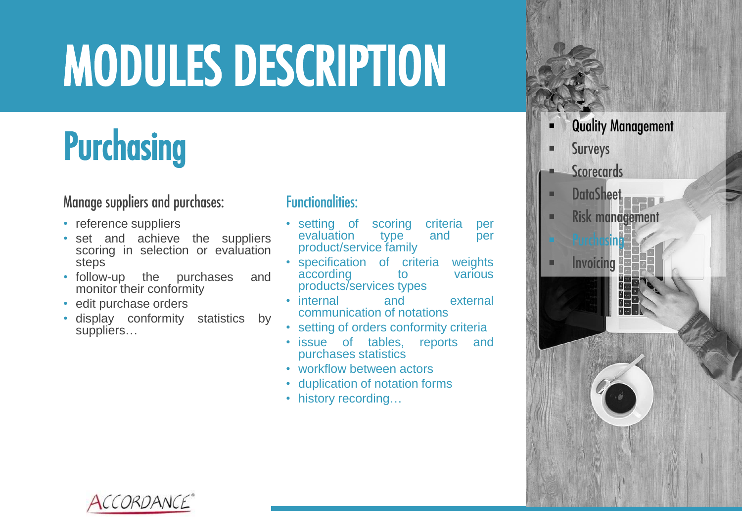# MODULES DESCRIPTION

## Purchasing

### Manage suppliers and purchases:

- reference suppliers
- set and achieve the suppliers scoring in selection or evaluation steps
- follow-up the purchases and monitor their conformity
- edit purchase orders
- display conformity statistics by suppliers…

### Functionalities:

- setting of scoring criteria per evaluation type and per product/service family
- specification of criteria weights according to various products/services types
- internal and external communication of notations
- setting of orders conformity criteria
- issue of tables, reports and purchases statistics
- workflow between actors
- duplication of notation forms
- history recording…

- Quality Management
- Surveys
- Scorecards
- DataSheet
- Risk management
- Purchasing
- Invoicing

ACCORDANCE®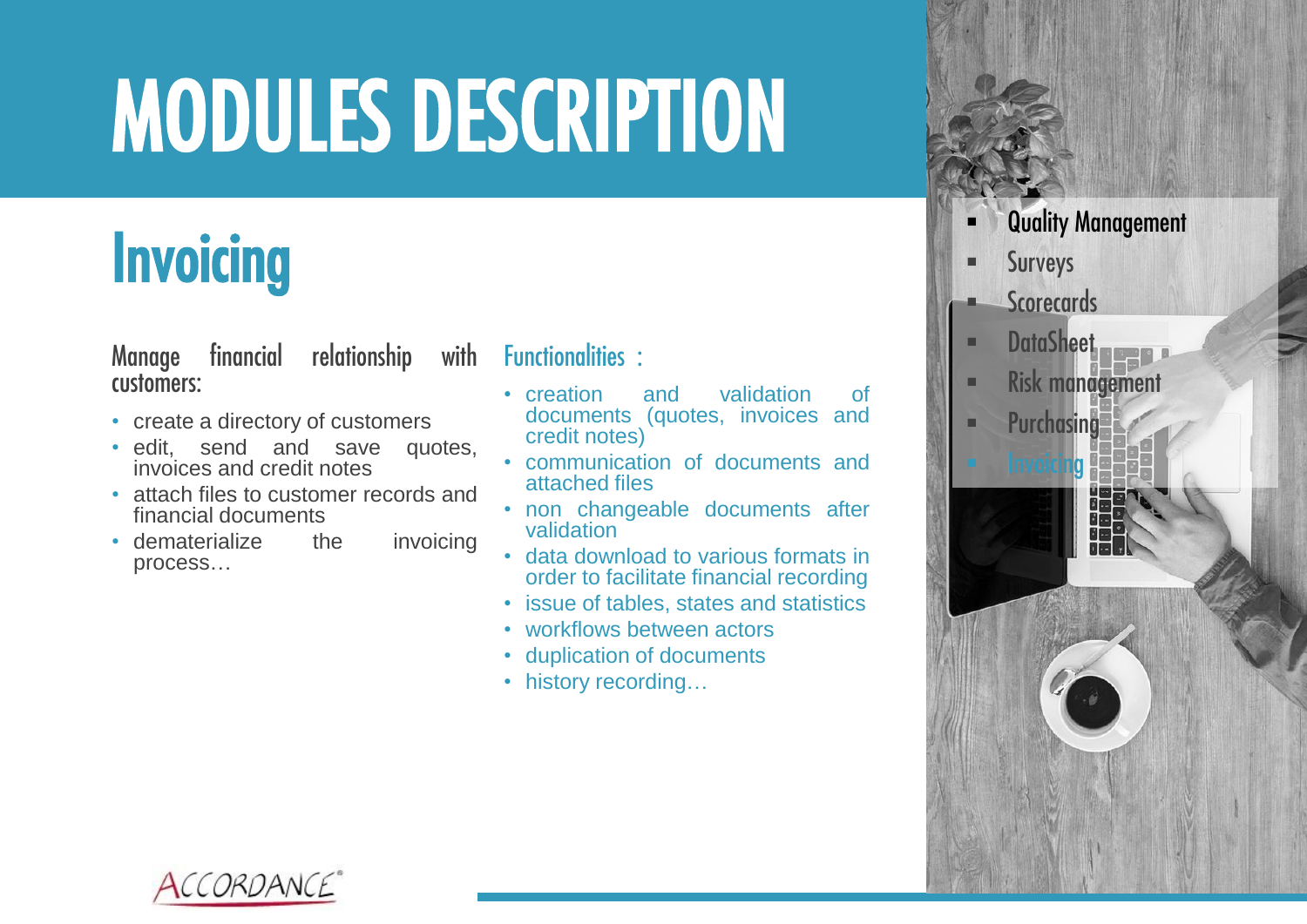# MODULES DESCRIPTION

## Invoicing

Manage financial relationship with customers:

- create a directory of customers
- edit, send and save quotes, invoices and credit notes
- attach files to customer records and financial documents
- dematerialize the invoicing process…

### Functionalities :

- creation and validation of documents (quotes, invoices and credit notes)
- communication of documents and attached files
- non changeable documents after validation
- data download to various formats in order to facilitate financial recording
- issue of tables, states and statistics
- workflows between actors
- duplication of documents
- history recording…

- Quality Management
- Surveys
- Scorecards
- DataSheet
- Risk management
- Purchasing
- Invoicing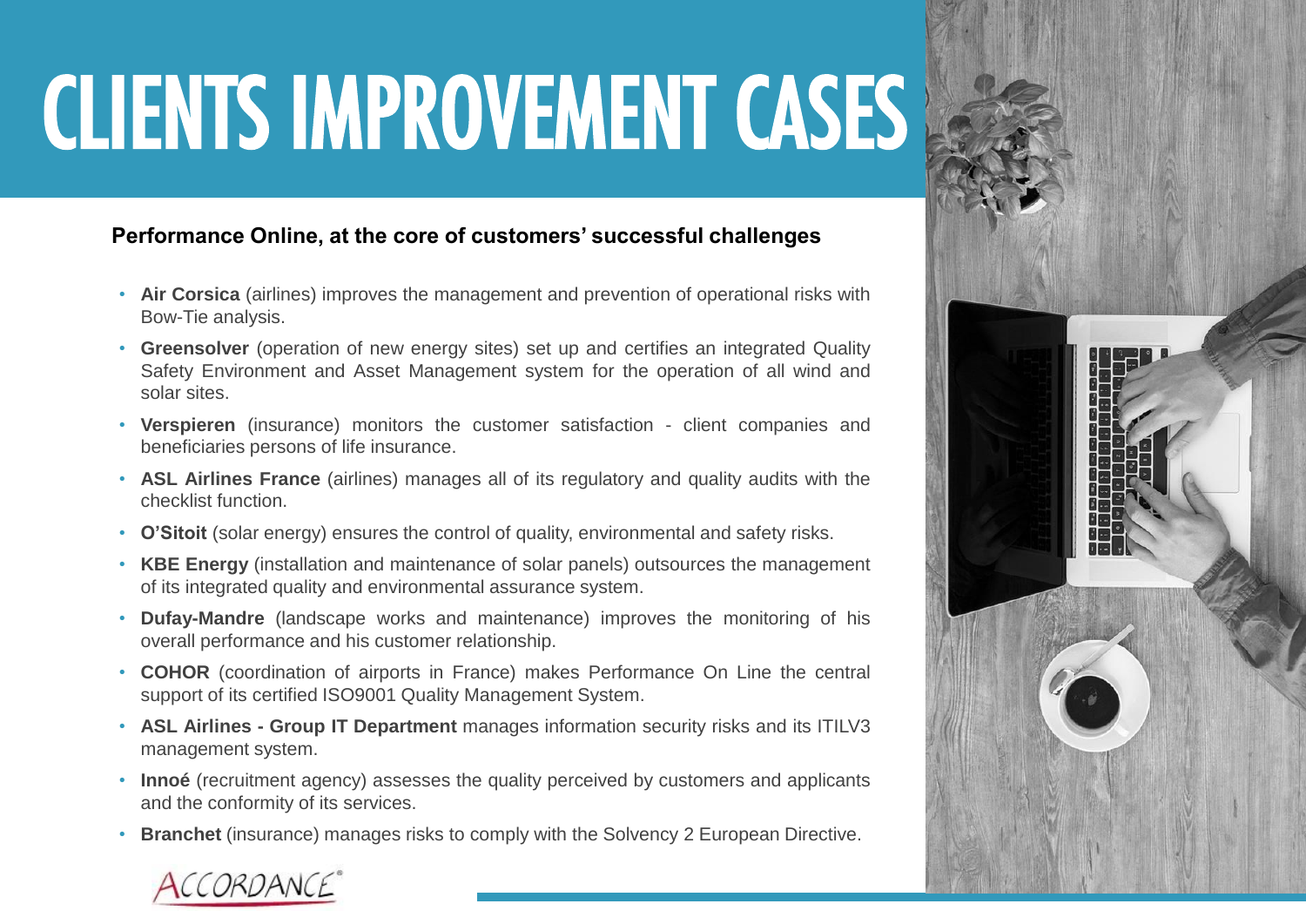# CLIENTS IMPROVEMENT CASES

**Performance Online, at the core of customers' successful challenges**

- **Air Corsica** (airlines) improves the management and prevention of operational risks with Bow-Tie analysis.
- **Greensolver** (operation of new energy sites) set up and certifies an integrated Quality Safety Environment and Asset Management system for the operation of all wind and solar sites.
- **Verspieren** (insurance) monitors the customer satisfaction - client companies and beneficiaries persons of life insurance.
- **ASL Airlines France** (airlines) manages all of its regulatory and quality audits with the checklist function.
- **O'Sitoit** (solar energy) ensures the control of quality, environmental and safety risks.
- **KBE Energy** (installation and maintenance of solar panels) outsources the management of its integrated quality and environmental assurance system.
- **Dufay-Mandre** (landscape works and maintenance) improves the monitoring of his overall performance and his customer relationship.
- **COHOR** (coordination of airports in France) makes Performance On Line the central support of its certified ISO9001 Quality Management System.
- **ASL Airlines - Group IT Department** manages information security risks and its ITILV3 management system.
- **Innoé** (recruitment agency) assesses the quality perceived by customers and applicants and the conformity of its services.
- **Branchet** (insurance) manages risks to comply with the Solvency 2 European Directive.

ACCORDANCE®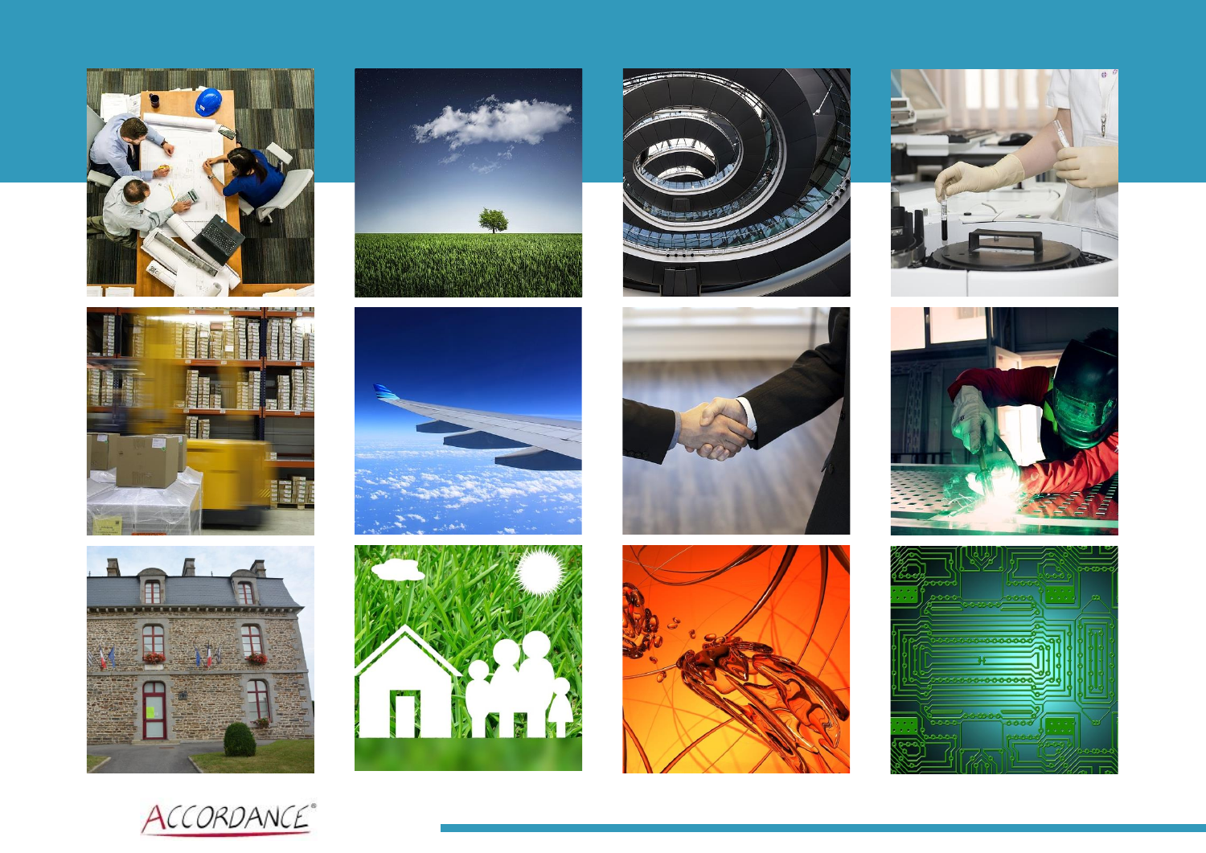ACCORDANCE®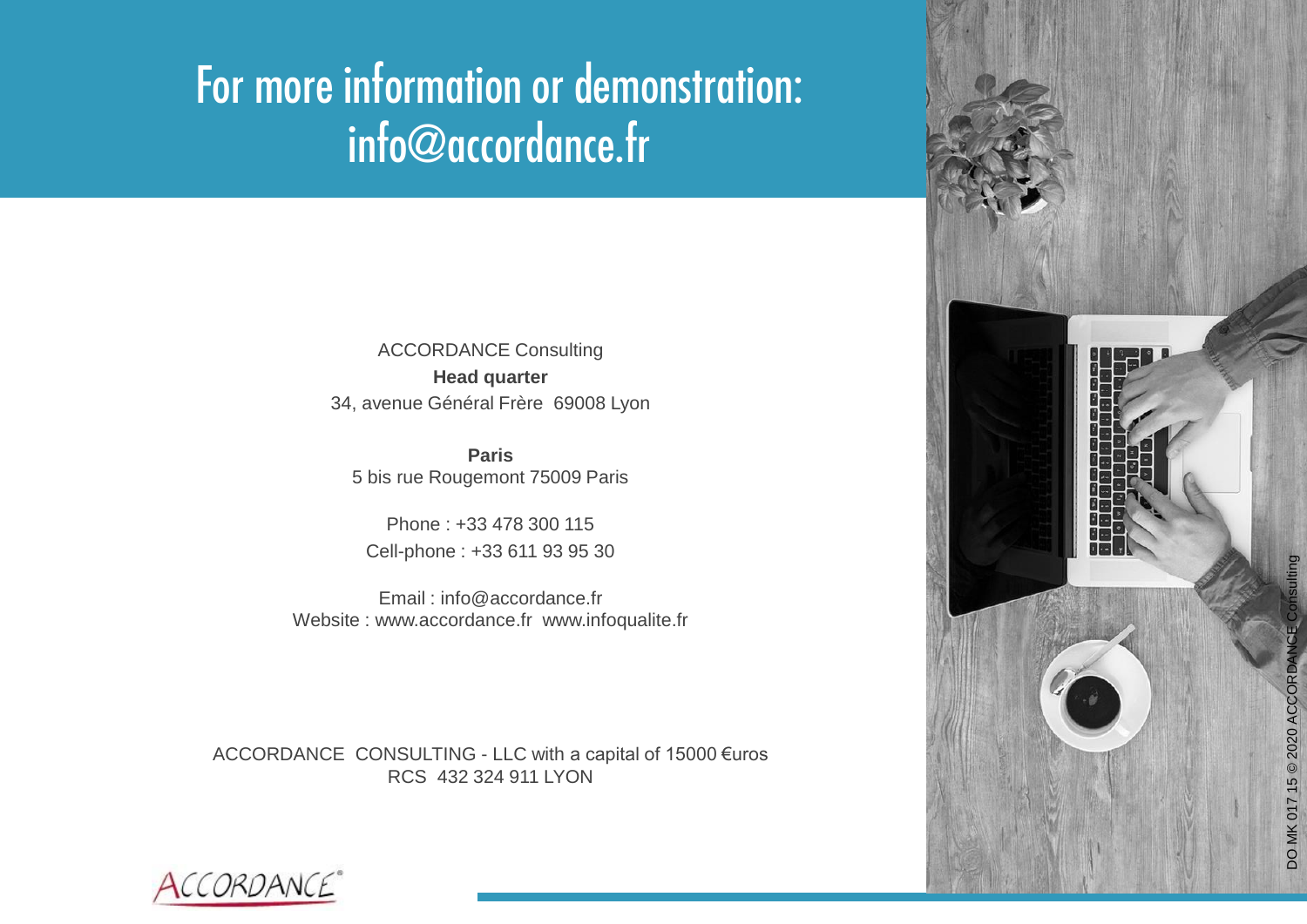# For more information or demonstration: info@accordance.fr

ACCORDANCE Consulting

**Head quarter**

34, avenue Général Frère 69008 Lyon

**Paris**

5 bis rue Rougemont 75009 Paris

Phone : +33 478 300 115

Cell-phone : +33 611 93 95 30

Email : info@accordance.fr

Website : www.accordance.fr www.infoqualite.fr

ACCORDANCE CONSULTING - LLC with a capital of 15000 €uros

RCS 432 324 911 LYON

DO MK 017 15 © 2020 ACCORDANCE Consulting